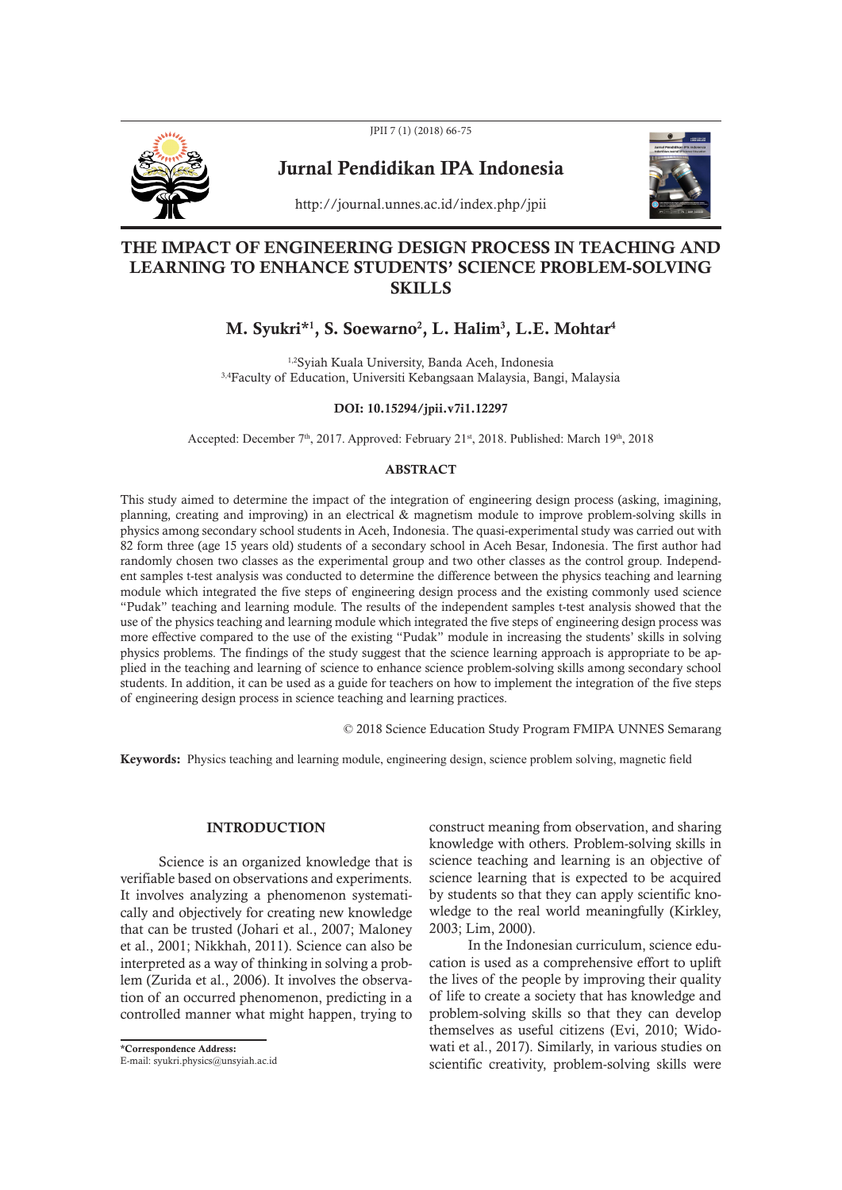# THE IMPACT OF ENGINEERING DESIGN PROCESS IN TEACHING AND LEARNING TO ENHANCE STUDENTS' SCIENCE PROBLEM-SOLVING SKILLS

**M. Syukri*[1], S. Soewarno[2], L. Halim[3], L.E. Mohtar[4]**

[1,2]Syiah Kuala University, Banda Aceh, Indonesia
[3,4]Faculty of Education, Universiti Kebangsaan Malaysia, Bangi, Malaysia

**DOI: 10.15294/jpii.v7i1.12297**

Accepted: December 7th, 2017. Approved: February 21st, 2018. Published: March 19th, 2018

## ABSTRACT

This study aimed to determine the impact of the integration of engineering design process (asking, imagining, planning, creating and improving) in an electrical & magnetism module to improve problem-solving skills in physics among secondary school students in Aceh, Indonesia. The quasi-experimental study was carried out with 82 form three (age 15 years old) students of a secondary school in Aceh Besar, Indonesia. The first author had randomly chosen two classes as the experimental group and two other classes as the control group. Independent samples t-test analysis was conducted to determine the difference between the physics teaching and learning module which integrated the five steps of engineering design process and the existing commonly used science "Pudak" teaching and learning module. The results of the independent samples t-test analysis showed that the use of the physics teaching and learning module which integrated the five steps of engineering design process was more effective compared to the use of the existing "Pudak" module in increasing the students' skills in solving physics problems. The findings of the study suggest that the science learning approach is appropriate to be applied in the teaching and learning of science to enhance science problem-solving skills among secondary school students. In addition, it can be used as a guide for teachers on how to implement the integration of the five steps of engineering design process in science teaching and learning practices.

© 2018 Science Education Study Program FMIPA UNNES Semarang

**Keywords:** Physics teaching and learning module, engineering design, science problem solving, magnetic field

## INTRODUCTION

Science is an organized knowledge that is verifiable based on observations and experiments. It involves analyzing a phenomenon systematically and objectively for creating new knowledge that can be trusted (Johari et al., 2007; Maloney et al., 2001; Nikkhah, 2011). Science can also be interpreted as a way of thinking in solving a problem (Zurida et al., 2006). It involves the observation of an occurred phenomenon, predicting in a controlled manner what might happen, trying to construct meaning from observation, and sharing knowledge with others. Problem-solving skills in science teaching and learning is an objective of science learning that is expected to be acquired by students so that they can apply scientific knowledge to the real world meaningfully (Kirkley, 2003; Lim, 2000).

In the Indonesian curriculum, science education is used as a comprehensive effort to uplift the lives of the people by improving their quality of life to create a society that has knowledge and problem-solving skills so that they can develop themselves as useful citizens (Evi, 2010; Widowati et al., 2017). Similarly, in various studies on scientific creativity, problem-solving skills were

*Correspondence Address:
E-mail: syukri.physics@unsyiah.ac.id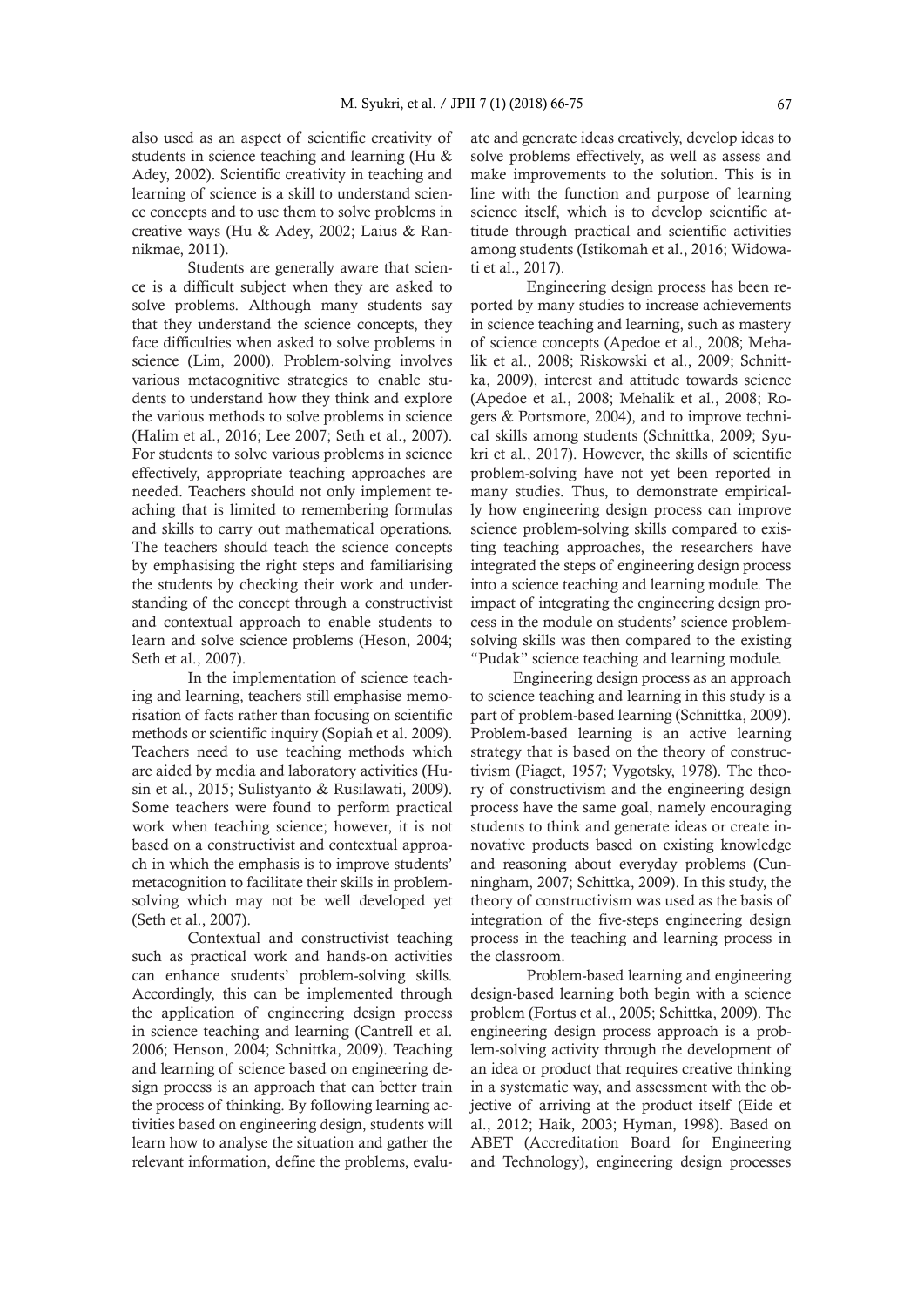also used as an aspect of scientific creativity of students in science teaching and learning (Hu & Adey, 2002). Scientific creativity in teaching and learning of science is a skill to understand science concepts and to use them to solve problems in creative ways (Hu & Adey, 2002; Laius & Rannikmae, 2011).

Students are generally aware that science is a difficult subject when they are asked to solve problems. Although many students say that they understand the science concepts, they face difficulties when asked to solve problems in science (Lim, 2000). Problem-solving involves various metacognitive strategies to enable students to understand how they think and explore the various methods to solve problems in science (Halim et al., 2016; Lee 2007; Seth et al., 2007). For students to solve various problems in science effectively, appropriate teaching approaches are needed. Teachers should not only implement teaching that is limited to remembering formulas and skills to carry out mathematical operations. The teachers should teach the science concepts by emphasising the right steps and familiarising the students by checking their work and understanding of the concept through a constructivist and contextual approach to enable students to learn and solve science problems (Heson, 2004; Seth et al., 2007).

In the implementation of science teaching and learning, teachers still emphasise memorisation of facts rather than focusing on scientific methods or scientific inquiry (Sopiah et al. 2009). Teachers need to use teaching methods which are aided by media and laboratory activities (Husin et al., 2015; Sulistyanto & Rusilawati, 2009). Some teachers were found to perform practical work when teaching science; however, it is not based on a constructivist and contextual approach in which the emphasis is to improve students' metacognition to facilitate their skills in problem-solving which may not be well developed yet (Seth et al., 2007).

Contextual and constructivist teaching such as practical work and hands-on activities can enhance students' problem-solving skills. Accordingly, this can be implemented through the application of engineering design process in science teaching and learning (Cantrell et al. 2006; Henson, 2004; Schnittka, 2009). Teaching and learning of science based on engineering design process is an approach that can better train the process of thinking. By following learning activities based on engineering design, students will learn how to analyse the situation and gather the relevant information, define the problems, evaluate and generate ideas creatively, develop ideas to solve problems effectively, as well as assess and make improvements to the solution. This is in line with the function and purpose of learning science itself, which is to develop scientific attitude through practical and scientific activities among students (Istikomah et al., 2016; Widowati et al., 2017).

Engineering design process has been reported by many studies to increase achievements in science teaching and learning, such as mastery of science concepts (Apedoe et al., 2008; Mehalik et al., 2008; Riskowski et al., 2009; Schnittka, 2009), interest and attitude towards science (Apedoe et al., 2008; Mehalik et al., 2008; Rogers & Portsmore, 2004), and to improve technical skills among students (Schnittka, 2009; Syukri et al., 2017). However, the skills of scientific problem-solving have not yet been reported in many studies. Thus, to demonstrate empirically how engineering design process can improve science problem-solving skills compared to existing teaching approaches, the researchers have integrated the steps of engineering design process into a science teaching and learning module. The impact of integrating the engineering design process in the module on students' science problem-solving skills was then compared to the existing "Pudak" science teaching and learning module.

Engineering design process as an approach to science teaching and learning in this study is a part of problem-based learning (Schnittka, 2009). Problem-based learning is an active learning strategy that is based on the theory of constructivism (Piaget, 1957; Vygotsky, 1978). The theory of constructivism and the engineering design process have the same goal, namely encouraging students to think and generate ideas or create innovative products based on existing knowledge and reasoning about everyday problems (Cunningham, 2007; Schittka, 2009). In this study, the theory of constructivism was used as the basis of integration of the five-steps engineering design process in the teaching and learning process in the classroom.

Problem-based learning and engineering design-based learning both begin with a science problem (Fortus et al., 2005; Schittka, 2009). The engineering design process approach is a problem-solving activity through the development of an idea or product that requires creative thinking in a systematic way, and assessment with the objective of arriving at the product itself (Eide et al., 2012; Haik, 2003; Hyman, 1998). Based on ABET (Accreditation Board for Engineering and Technology), engineering design processes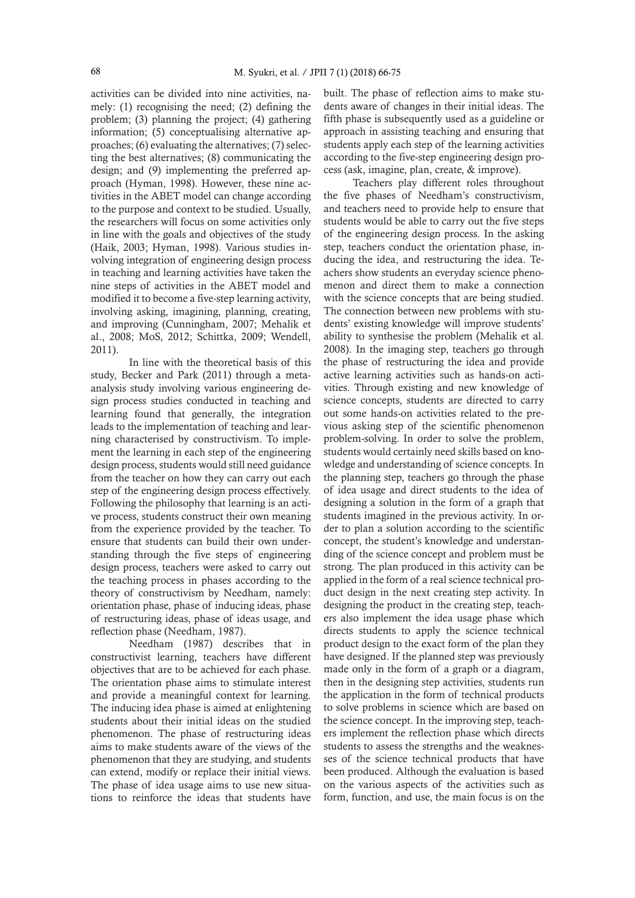activities can be divided into nine activities, namely: (1) recognising the need; (2) defining the problem; (3) planning the project; (4) gathering information; (5) conceptualising alternative approaches; (6) evaluating the alternatives; (7) selecting the best alternatives; (8) communicating the design; and (9) implementing the preferred approach (Hyman, 1998). However, these nine activities in the ABET model can change according to the purpose and context to be studied. Usually, the researchers will focus on some activities only in line with the goals and objectives of the study (Haik, 2003; Hyman, 1998). Various studies involving integration of engineering design process in teaching and learning activities have taken the nine steps of activities in the ABET model and modified it to become a five-step learning activity, involving asking, imagining, planning, creating, and improving (Cunningham, 2007; Mehalik et al., 2008; MoS, 2012; Schittka, 2009; Wendell, 2011).

In line with the theoretical basis of this study, Becker and Park (2011) through a meta-analysis study involving various engineering design process studies conducted in teaching and learning found that generally, the integration leads to the implementation of teaching and learning characterised by constructivism. To implement the learning in each step of the engineering design process, students would still need guidance from the teacher on how they can carry out each step of the engineering design process effectively. Following the philosophy that learning is an active process, students construct their own meaning from the experience provided by the teacher. To ensure that students can build their own understanding through the five steps of engineering design process, teachers were asked to carry out the teaching process in phases according to the theory of constructivism by Needham, namely: orientation phase, phase of inducing ideas, phase of restructuring ideas, phase of ideas usage, and reflection phase (Needham, 1987).

Needham (1987) describes that in constructivist learning, teachers have different objectives that are to be achieved for each phase. The orientation phase aims to stimulate interest and provide a meaningful context for learning. The inducing idea phase is aimed at enlightening students about their initial ideas on the studied phenomenon. The phase of restructuring ideas aims to make students aware of the views of the phenomenon that they are studying, and students can extend, modify or replace their initial views. The phase of idea usage aims to use new situations to reinforce the ideas that students have built. The phase of reflection aims to make students aware of changes in their initial ideas. The fifth phase is subsequently used as a guideline or approach in assisting teaching and ensuring that students apply each step of the learning activities according to the five-step engineering design process (ask, imagine, plan, create, & improve).

Teachers play different roles throughout the five phases of Needham's constructivism, and teachers need to provide help to ensure that students would be able to carry out the five steps of the engineering design process. In the asking step, teachers conduct the orientation phase, inducing the idea, and restructuring the idea. Teachers show students an everyday science phenomenon and direct them to make a connection with the science concepts that are being studied. The connection between new problems with students' existing knowledge will improve students' ability to synthesise the problem (Mehalik et al. 2008). In the imaging step, teachers go through the phase of restructuring the idea and provide active learning activities such as hands-on activities. Through existing and new knowledge of science concepts, students are directed to carry out some hands-on activities related to the previous asking step of the scientific phenomenon problem-solving. In order to solve the problem, students would certainly need skills based on knowledge and understanding of science concepts. In the planning step, teachers go through the phase of idea usage and direct students to the idea of designing a solution in the form of a graph that students imagined in the previous activity. In order to plan a solution according to the scientific concept, the student's knowledge and understanding of the science concept and problem must be strong. The plan produced in this activity can be applied in the form of a real science technical product design in the next creating step activity. In designing the product in the creating step, teachers also implement the idea usage phase which directs students to apply the science technical product design to the exact form of the plan they have designed. If the planned step was previously made only in the form of a graph or a diagram, then in the designing step activities, students run the application in the form of technical products to solve problems in science which are based on the science concept. In the improving step, teachers implement the reflection phase which directs students to assess the strengths and the weaknesses of the science technical products that have been produced. Although the evaluation is based on the various aspects of the activities such as form, function, and use, the main focus is on the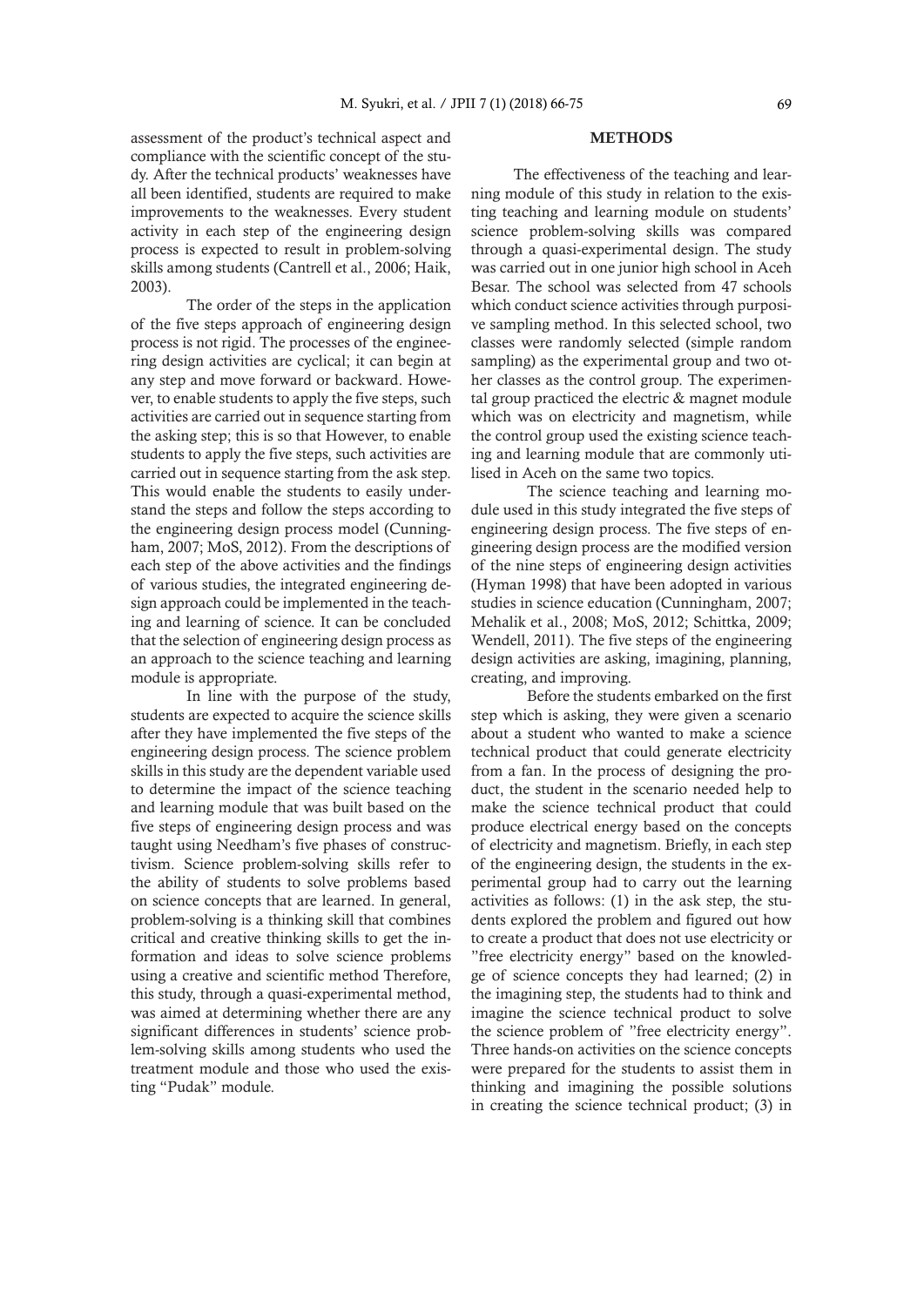assessment of the product's technical aspect and compliance with the scientific concept of the study. After the technical products' weaknesses have all been identified, students are required to make improvements to the weaknesses. Every student activity in each step of the engineering design process is expected to result in problem-solving skills among students (Cantrell et al., 2006; Haik, 2003).

The order of the steps in the application of the five steps approach of engineering design process is not rigid. The processes of the engineering design activities are cyclical; it can begin at any step and move forward or backward. However, to enable students to apply the five steps, such activities are carried out in sequence starting from the asking step; this is so that However, to enable students to apply the five steps, such activities are carried out in sequence starting from the ask step. This would enable the students to easily understand the steps and follow the steps according to the engineering design process model (Cunningham, 2007; MoS, 2012). From the descriptions of each step of the above activities and the findings of various studies, the integrated engineering design approach could be implemented in the teaching and learning of science. It can be concluded that the selection of engineering design process as an approach to the science teaching and learning module is appropriate.

In line with the purpose of the study, students are expected to acquire the science skills after they have implemented the five steps of the engineering design process. The science problem skills in this study are the dependent variable used to determine the impact of the science teaching and learning module that was built based on the five steps of engineering design process and was taught using Needham's five phases of constructivism. Science problem-solving skills refer to the ability of students to solve problems based on science concepts that are learned. In general, problem-solving is a thinking skill that combines critical and creative thinking skills to get the information and ideas to solve science problems using a creative and scientific method Therefore, this study, through a quasi-experimental method, was aimed at determining whether there are any significant differences in students' science problem-solving skills among students who used the treatment module and those who used the existing "Pudak" module.

## METHODS

The effectiveness of the teaching and learning module of this study in relation to the existing teaching and learning module on students' science problem-solving skills was compared through a quasi-experimental design. The study was carried out in one junior high school in Aceh Besar. The school was selected from 47 schools which conduct science activities through purposive sampling method. In this selected school, two classes were randomly selected (simple random sampling) as the experimental group and two other classes as the control group. The experimental group practiced the electric & magnet module which was on electricity and magnetism, while the control group used the existing science teaching and learning module that are commonly utilised in Aceh on the same two topics.

The science teaching and learning module used in this study integrated the five steps of engineering design process. The five steps of engineering design process are the modified version of the nine steps of engineering design activities (Hyman 1998) that have been adopted in various studies in science education (Cunningham, 2007; Mehalik et al., 2008; MoS, 2012; Schittka, 2009; Wendell, 2011). The five steps of the engineering design activities are asking, imagining, planning, creating, and improving.

Before the students embarked on the first step which is asking, they were given a scenario about a student who wanted to make a science technical product that could generate electricity from a fan. In the process of designing the product, the student in the scenario needed help to make the science technical product that could produce electrical energy based on the concepts of electricity and magnetism. Briefly, in each step of the engineering design, the students in the experimental group had to carry out the learning activities as follows: (1) in the ask step, the students explored the problem and figured out how to create a product that does not use electricity or "free electricity energy" based on the knowledge of science concepts they had learned; (2) in the imagining step, the students had to think and imagine the science technical product to solve the science problem of "free electricity energy". Three hands-on activities on the science concepts were prepared for the students to assist them in thinking and imagining the possible solutions in creating the science technical product; (3) in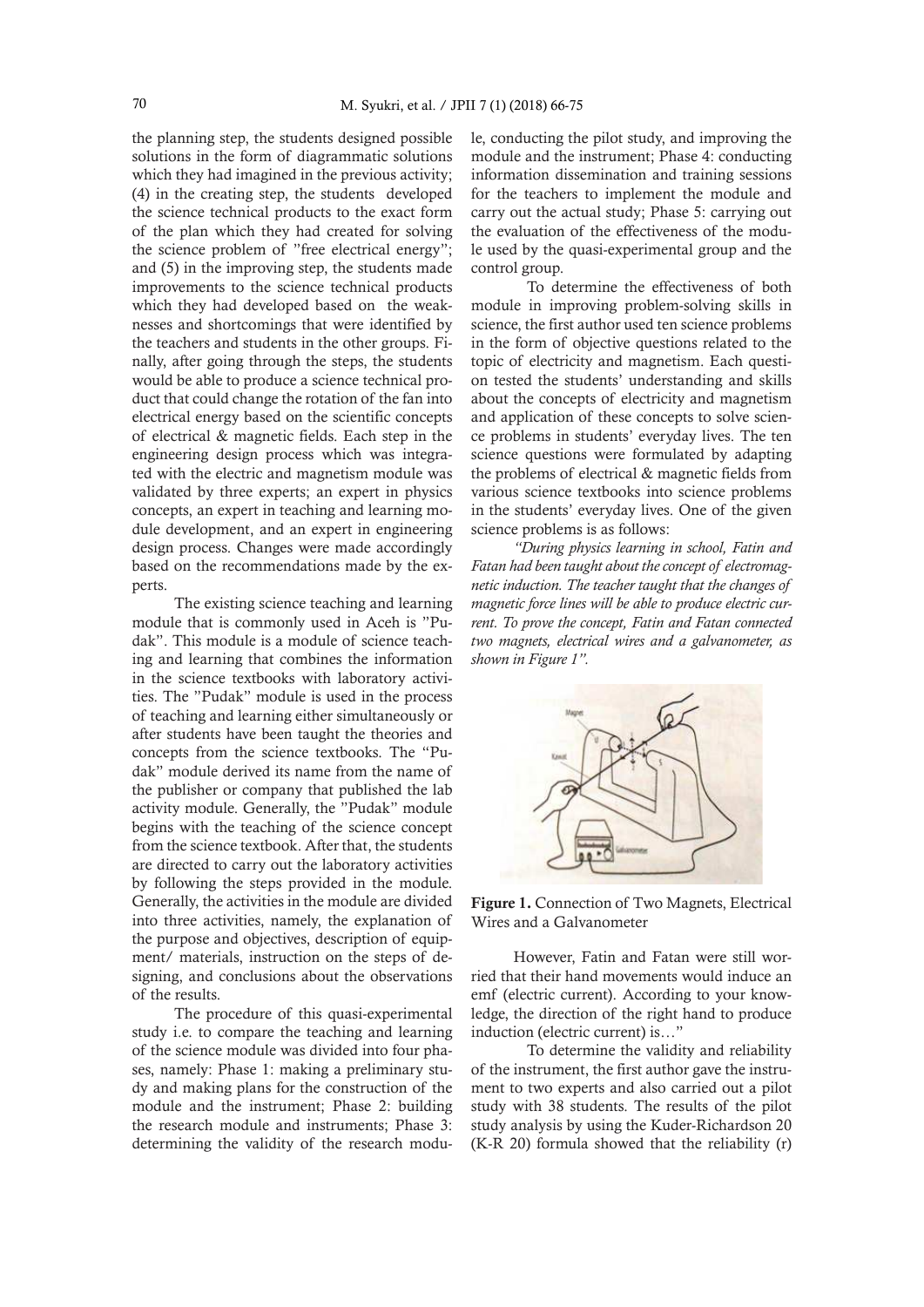the planning step, the students designed possible solutions in the form of diagrammatic solutions which they had imagined in the previous activity; (4) in the creating step, the students developed the science technical products to the exact form of the plan which they had created for solving the science problem of "free electrical energy"; and (5) in the improving step, the students made improvements to the science technical products which they had developed based on the weaknesses and shortcomings that were identified by the teachers and students in the other groups. Finally, after going through the steps, the students would be able to produce a science technical product that could change the rotation of the fan into electrical energy based on the scientific concepts of electrical & magnetic fields. Each step in the engineering design process which was integrated with the electric and magnetism module was validated by three experts; an expert in physics concepts, an expert in teaching and learning module development, and an expert in engineering design process. Changes were made accordingly based on the recommendations made by the experts.

The existing science teaching and learning module that is commonly used in Aceh is "Pudak". This module is a module of science teaching and learning that combines the information in the science textbooks with laboratory activities. The "Pudak" module is used in the process of teaching and learning either simultaneously or after students have been taught the theories and concepts from the science textbooks. The "Pudak" module derived its name from the name of the publisher or company that published the lab activity module. Generally, the "Pudak" module begins with the teaching of the science concept from the science textbook. After that, the students are directed to carry out the laboratory activities by following the steps provided in the module. Generally, the activities in the module are divided into three activities, namely, the explanation of the purpose and objectives, description of equipment/ materials, instruction on the steps of designing, and conclusions about the observations of the results.

The procedure of this quasi-experimental study i.e. to compare the teaching and learning of the science module was divided into four phases, namely: Phase 1: making a preliminary study and making plans for the construction of the module and the instrument; Phase 2: building the research module and instruments; Phase 3: determining the validity of the research module, conducting the pilot study, and improving the module and the instrument; Phase 4: conducting information dissemination and training sessions for the teachers to implement the module and carry out the actual study; Phase 5: carrying out the evaluation of the effectiveness of the module used by the quasi-experimental group and the control group.

To determine the effectiveness of both module in improving problem-solving skills in science, the first author used ten science problems in the form of objective questions related to the topic of electricity and magnetism. Each question tested the students' understanding and skills about the concepts of electricity and magnetism and application of these concepts to solve science problems in students' everyday lives. The ten science questions were formulated by adapting the problems of electrical & magnetic fields from various science textbooks into science problems in the students' everyday lives. One of the given science problems is as follows:

*"During physics learning in school, Fatin and Fatan had been taught about the concept of electromagnetic induction. The teacher taught that the changes of magnetic force lines will be able to produce electric current. To prove the concept, Fatin and Fatan connected two magnets, electrical wires and a galvanometer, as shown in Figure 1".*

**Figure 1.** Connection of Two Magnets, Electrical Wires and a Galvanometer

However, Fatin and Fatan were still worried that their hand movements would induce an emf (electric current). According to your knowledge, the direction of the right hand to produce induction (electric current) is…"

To determine the validity and reliability of the instrument, the first author gave the instrument to two experts and also carried out a pilot study with 38 students. The results of the pilot study analysis by using the Kuder-Richardson 20 (K-R 20) formula showed that the reliability (r)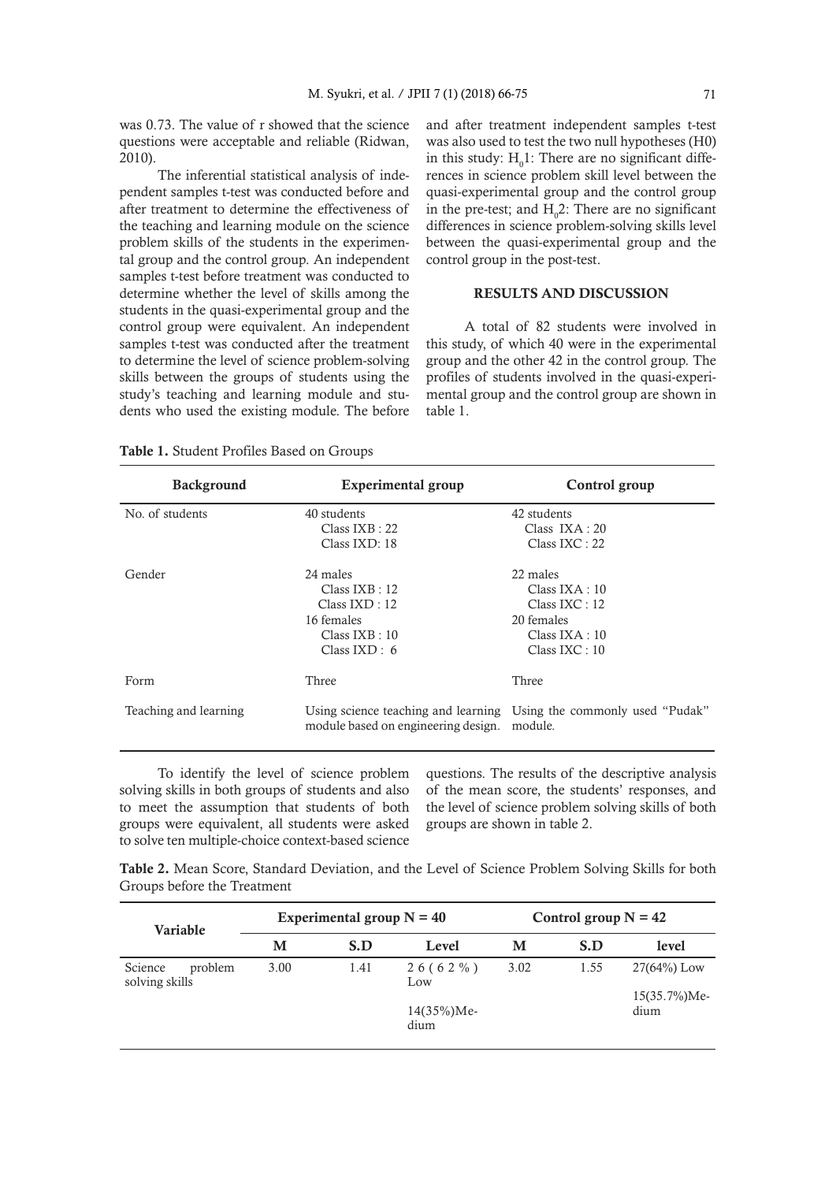was 0.73. The value of r showed that the science questions were acceptable and reliable (Ridwan, 2010).

The inferential statistical analysis of independent samples t-test was conducted before and after treatment to determine the effectiveness of the teaching and learning module on the science problem skills of the students in the experimental group and the control group. An independent samples t-test before treatment was conducted to determine whether the level of skills among the students in the quasi-experimental group and the control group were equivalent. An independent samples t-test was conducted after the treatment to determine the level of science problem-solving skills between the groups of students using the study's teaching and learning module and students who used the existing module. The before and after treatment independent samples t-test was also used to test the two null hypotheses (H0) in this study: $H_0 1$: There are no significant differences in science problem skill level between the quasi-experimental group and the control group in the pre-test; and $H_0 2$: There are no significant differences in science problem-solving skills level between the quasi-experimental group and the control group in the post-test.

## RESULTS AND DISCUSSION

A total of 82 students were involved in this study, of which 40 were in the experimental group and the other 42 in the control group. The profiles of students involved in the quasi-experimental group and the control group are shown in table 1.

**Table 1.** Student Profiles Based on Groups

| Background | Experimental group | Control group |
|---|---|---|
| No. of students | 40 students<br>Class IXB : 22<br>Class IXD: 18 | 42 students<br>Class IXA : 20<br>Class IXC : 22 |
| Gender | 24 males<br>Class IXB : 12<br>Class IXD : 12<br>16 females<br>Class IXB : 10<br>Class IXD : 6 | 22 males<br>Class IXA : 10<br>Class IXC : 12<br>20 females<br>Class IXA : 10<br>Class IXC : 10 |
| Form | Three | Three |
| Teaching and learning | Using science teaching and learning module based on engineering design. | Using the commonly used "Pudak" module. |

To identify the level of science problem solving skills in both groups of students and also to meet the assumption that students of both groups were equivalent, all students were asked to solve ten multiple-choice context-based science questions. The results of the descriptive analysis of the mean score, the students' responses, and the level of science problem solving skills of both groups are shown in table 2.

**Table 2.** Mean Score, Standard Deviation, and the Level of Science Problem Solving Skills for both Groups before the Treatment

| Variable | Experimental group N = 40 | | | Control group N = 42 | | |
|---|---|---|---|---|---|---|
| | M | S.D | Level | M | S.D | level |
| Science problem solving skills | 3.00 | 1.41 | 26(62%) Low<br>14(35%)Medium | 3.02 | 1.55 | 27(64%) Low<br>15(35.7%)Medium |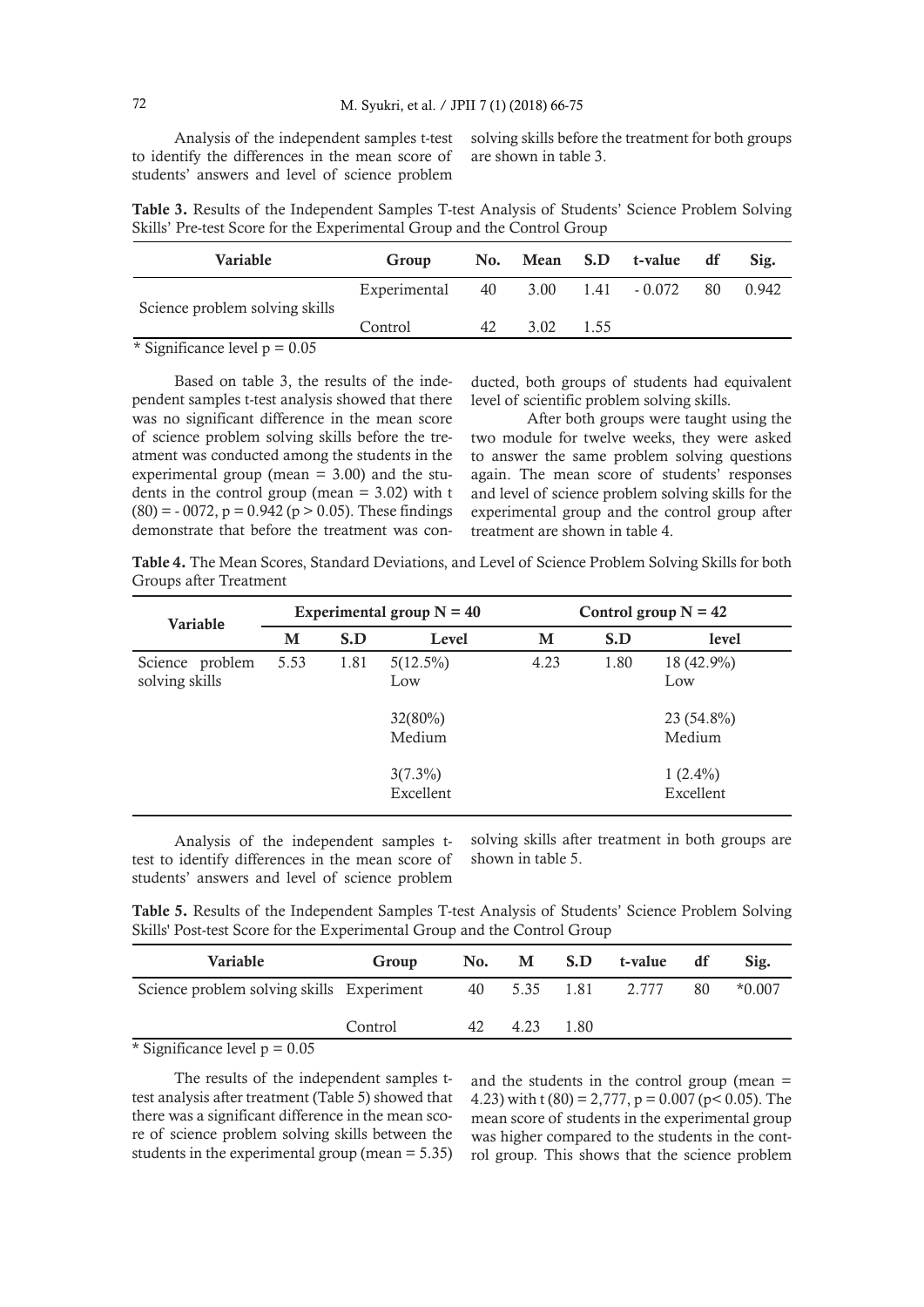Analysis of the independent samples t-test to identify the differences in the mean score of students' answers and level of science problem solving skills before the treatment for both groups are shown in table 3.

**Table 3.** Results of the Independent Samples T-test Analysis of Students' Science Problem Solving Skills' Pre-test Score for the Experimental Group and the Control Group

| Variable | Group | No. | Mean | S.D | t-value | df | Sig. |
|---|---|---|---|---|---|---|---|
| Science problem solving skills | Experimental | 40 | 3.00 | 1.41 | - 0.072 | 80 | 0.942 |
| | Control | 42 | 3.02 | 1.55 | | | |

* Significance level p = 0.05

Based on table 3, the results of the independent samples t-test analysis showed that there was no significant difference in the mean score of science problem solving skills before the treatment was conducted among the students in the experimental group (mean = 3.00) and the students in the control group (mean = 3.02) with t (80) = - 0072, p = 0.942 (p > 0.05). These findings demonstrate that before the treatment was conducted, both groups of students had equivalent level of scientific problem solving skills.

After both groups were taught using the two module for twelve weeks, they were asked to answer the same problem solving questions again. The mean score of students' responses and level of science problem solving skills for the experimental group and the control group after treatment are shown in table 4.

**Table 4.** The Mean Scores, Standard Deviations, and Level of Science Problem Solving Skills for both Groups after Treatment

| Variable | Experimental group N = 40 | | | Control group N = 42 | | |
|---|---|---|---|---|---|---|
| | M | S.D | Level | M | S.D | level |
| Science problem solving skills | 5.53 | 1.81 | 5(12.5%) Low | 4.23 | 1.80 | 18 (42.9%) Low |
| | | | 32(80%) Medium | | | 23 (54.8%) Medium |
| | | | 3(7.3%) Excellent | | | 1 (2.4%) Excellent |

Analysis of the independent samples t-test to identify differences in the mean score of students' answers and level of science problem solving skills after treatment in both groups are shown in table 5.

**Table 5.** Results of the Independent Samples T-test Analysis of Students' Science Problem Solving Skills' Post-test Score for the Experimental Group and the Control Group

| Variable | Group | No. | M | S.D | t-value | df | Sig. |
|---|---|---|---|---|---|---|---|
| Science problem solving skills | Experiment | 40 | 5.35 | 1.81 | 2.777 | 80 | *0.007 |
| | Control | 42 | 4.23 | 1.80 | | | |

* Significance level p = 0.05

The results of the independent samples t-test analysis after treatment (Table 5) showed that there was a significant difference in the mean score of science problem solving skills between the students in the experimental group (mean = 5.35) and the students in the control group (mean = 4.23) with t (80) = 2,777, p = 0.007 (p< 0.05). The mean score of students in the experimental group was higher compared to the students in the control group. This shows that the science problem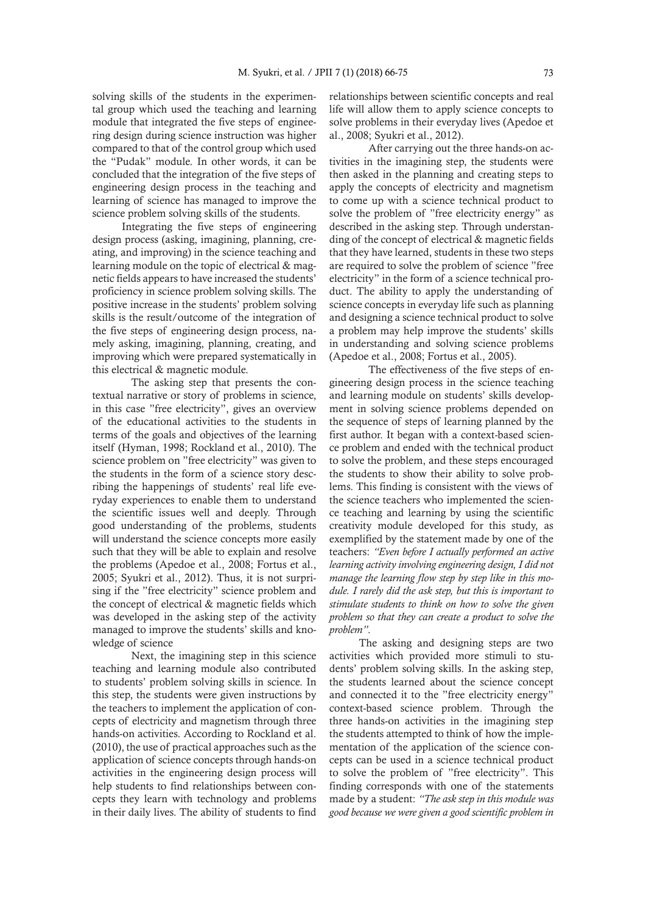solving skills of the students in the experimental group which used the teaching and learning module that integrated the five steps of engineering design during science instruction was higher compared to that of the control group which used the "Pudak" module. In other words, it can be concluded that the integration of the five steps of engineering design process in the teaching and learning of science has managed to improve the science problem solving skills of the students.

Integrating the five steps of engineering design process (asking, imagining, planning, creating, and improving) in the science teaching and learning module on the topic of electrical & magnetic fields appears to have increased the students' proficiency in science problem solving skills. The positive increase in the students' problem solving skills is the result/outcome of the integration of the five steps of engineering design process, namely asking, imagining, planning, creating, and improving which were prepared systematically in this electrical & magnetic module.

The asking step that presents the contextual narrative or story of problems in science, in this case "free electricity", gives an overview of the educational activities to the students in terms of the goals and objectives of the learning itself (Hyman, 1998; Rockland et al., 2010). The science problem on "free electricity" was given to the students in the form of a science story describing the happenings of students' real life everyday experiences to enable them to understand the scientific issues well and deeply. Through good understanding of the problems, students will understand the science concepts more easily such that they will be able to explain and resolve the problems (Apedoe et al., 2008; Fortus et al., 2005; Syukri et al., 2012). Thus, it is not surprising if the "free electricity" science problem and the concept of electrical & magnetic fields which was developed in the asking step of the activity managed to improve the students' skills and knowledge of science

Next, the imagining step in this science teaching and learning module also contributed to students' problem solving skills in science. In this step, the students were given instructions by the teachers to implement the application of concepts of electricity and magnetism through three hands-on activities. According to Rockland et al. (2010), the use of practical approaches such as the application of science concepts through hands-on activities in the engineering design process will help students to find relationships between concepts they learn with technology and problems in their daily lives. The ability of students to find relationships between scientific concepts and real life will allow them to apply science concepts to solve problems in their everyday lives (Apedoe et al., 2008; Syukri et al., 2012).

After carrying out the three hands-on activities in the imagining step, the students were then asked in the planning and creating steps to apply the concepts of electricity and magnetism to come up with a science technical product to solve the problem of "free electricity energy" as described in the asking step. Through understanding of the concept of electrical & magnetic fields that they have learned, students in these two steps are required to solve the problem of science "free electricity" in the form of a science technical product. The ability to apply the understanding of science concepts in everyday life such as planning and designing a science technical product to solve a problem may help improve the students' skills in understanding and solving science problems (Apedoe et al., 2008; Fortus et al., 2005).

The effectiveness of the five steps of engineering design process in the science teaching and learning module on students' skills development in solving science problems depended on the sequence of steps of learning planned by the first author. It began with a context-based science problem and ended with the technical product to solve the problem, and these steps encouraged the students to show their ability to solve problems. This finding is consistent with the views of the science teachers who implemented the science teaching and learning by using the scientific creativity module developed for this study, as exemplified by the statement made by one of the teachers: *"Even before I actually performed an active learning activity involving engineering design, I did not manage the learning flow step by step like in this module. I rarely did the ask step, but this is important to stimulate students to think on how to solve the given problem so that they can create a product to solve the problem"*.

The asking and designing steps are two activities which provided more stimuli to students' problem solving skills. In the asking step, the students learned about the science concept and connected it to the "free electricity energy" context-based science problem. Through the three hands-on activities in the imagining step the students attempted to think of how the implementation of the application of the science concepts can be used in a science technical product to solve the problem of "free electricity". This finding corresponds with one of the statements made by a student: *"The ask step in this module was good because we were given a good scientific problem in*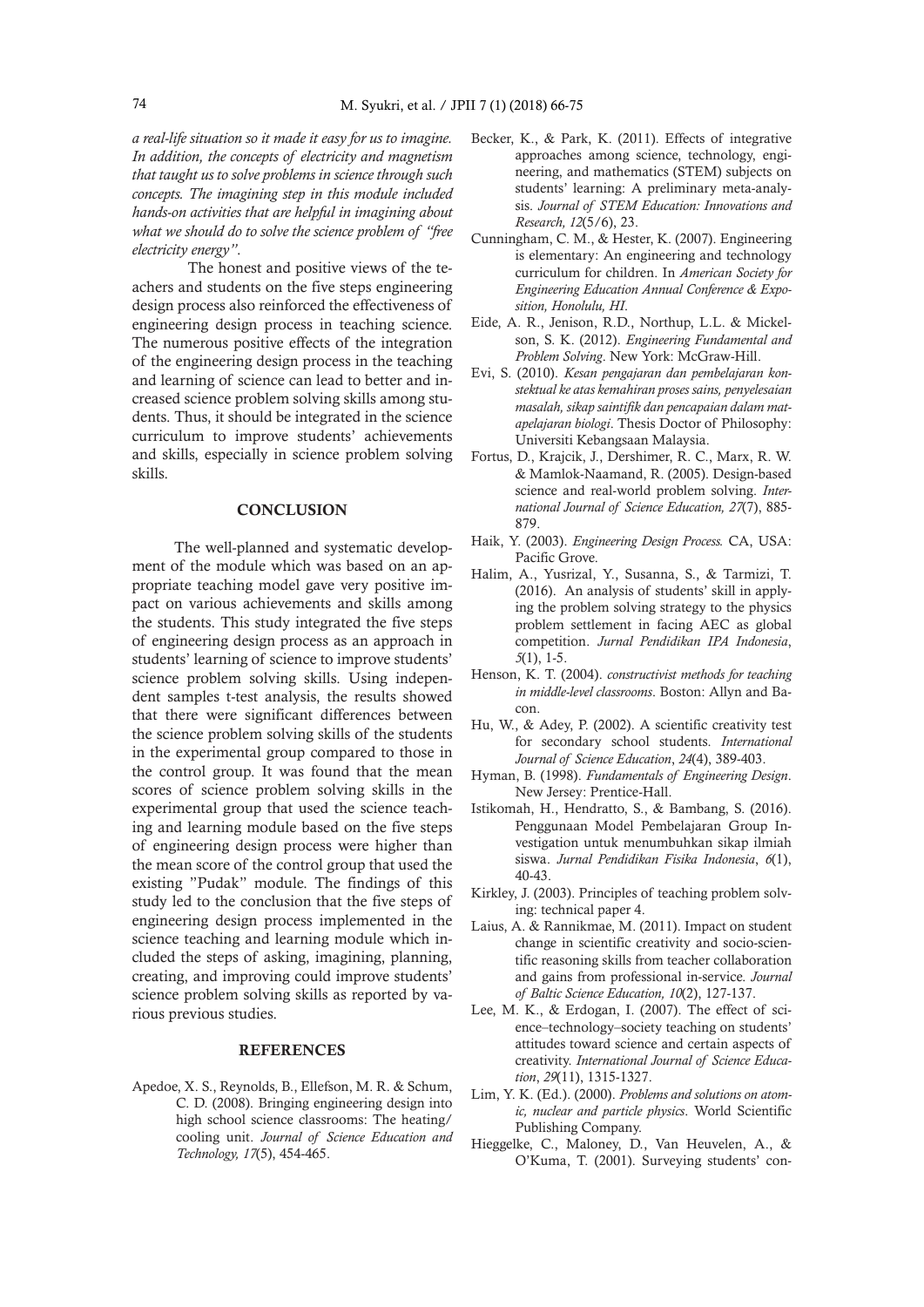*a real-life situation so it made it easy for us to imagine. In addition, the concepts of electricity and magnetism that taught us to solve problems in science through such concepts. The imagining step in this module included hands-on activities that are helpful in imagining about what we should do to solve the science problem of "free electricity energy"*.

The honest and positive views of the teachers and students on the five steps engineering design process also reinforced the effectiveness of engineering design process in teaching science. The numerous positive effects of the integration of the engineering design process in the teaching and learning of science can lead to better and increased science problem solving skills among students. Thus, it should be integrated in the science curriculum to improve students' achievements and skills, especially in science problem solving skills.

## CONCLUSION

The well-planned and systematic development of the module which was based on an appropriate teaching model gave very positive impact on various achievements and skills among the students. This study integrated the five steps of engineering design process as an approach in students' learning of science to improve students' science problem solving skills. Using independent samples t-test analysis, the results showed that there were significant differences between the science problem solving skills of the students in the experimental group compared to those in the control group. It was found that the mean scores of science problem solving skills in the experimental group that used the science teaching and learning module based on the five steps of engineering design process were higher than the mean score of the control group that used the existing "Pudak" module. The findings of this study led to the conclusion that the five steps of engineering design process implemented in the science teaching and learning module which included the steps of asking, imagining, planning, creating, and improving could improve students' science problem solving skills as reported by various previous studies.

## REFERENCES

Apedoe, X. S., Reynolds, B., Ellefson, M. R. & Schum, C. D. (2008). Bringing engineering design into high school science classrooms: The heating/cooling unit. *Journal of Science Education and Technology, 17*(5), 454-465.

Becker, K., & Park, K. (2011). Effects of integrative approaches among science, technology, engineering, and mathematics (STEM) subjects on students' learning: A preliminary meta-analysis. *Journal of STEM Education: Innovations and Research, 12*(5/6), 23.

Cunningham, C. M., & Hester, K. (2007). Engineering is elementary: An engineering and technology curriculum for children. In *American Society for Engineering Education Annual Conference & Exposition, Honolulu, HI*.

Eide, A. R., Jenison, R.D., Northup, L.L. & Mickelson, S. K. (2012). *Engineering Fundamental and Problem Solving*. New York: McGraw-Hill.

Evi, S. (2010). *Kesan pengajaran dan pembelajaran konstektual ke atas kemahiran proses sains, penyelesaian masalah, sikap saintifik dan pencapaian dalam matapelajaran biologi*. Thesis Doctor of Philosophy: Universiti Kebangsaan Malaysia.

Fortus, D., Krajcik, J., Dershimer, R. C., Marx, R. W. & Mamlok-Naamand, R. (2005). Design-based science and real-world problem solving. *International Journal of Science Education, 27*(7), 885-879.

Haik, Y. (2003). *Engineering Design Process.* CA, USA: Pacific Grove.

Halim, A., Yusrizal, Y., Susanna, S., & Tarmizi, T. (2016). An analysis of students' skill in applying the problem solving strategy to the physics problem settlement in facing AEC as global competition. *Jurnal Pendidikan IPA Indonesia*, *5*(1), 1-5.

Henson, K. T. (2004). *constructivist methods for teaching in middle-level classrooms*. Boston: Allyn and Bacon.

Hu, W., & Adey, P. (2002). A scientific creativity test for secondary school students. *International Journal of Science Education*, *24*(4), 389-403.

Hyman, B. (1998). *Fundamentals of Engineering Design*. New Jersey: Prentice-Hall.

Istikomah, H., Hendratto, S., & Bambang, S. (2016). Penggunaan Model Pembelajaran Group Investigation untuk menumbuhkan sikap ilmiah siswa. *Jurnal Pendidikan Fisika Indonesia*, *6*(1), 40-43.

Kirkley, J. (2003). Principles of teaching problem solving: technical paper 4.

Laius, A. & Rannikmae, M. (2011). Impact on student change in scientific creativity and socio-scientific reasoning skills from teacher collaboration and gains from professional in-service. *Journal of Baltic Science Education, 10*(2), 127-137.

Lee, M. K., & Erdogan, I. (2007). The effect of science–technology–society teaching on students' attitudes toward science and certain aspects of creativity. *International Journal of Science Education*, *29*(11), 1315-1327.

Lim, Y. K. (Ed.). (2000). *Problems and solutions on atomic, nuclear and particle physics*. World Scientific Publishing Company.

Hieggelke, C., Maloney, D., Van Heuvelen, A., & O'Kuma, T. (2001). Surveying students' con-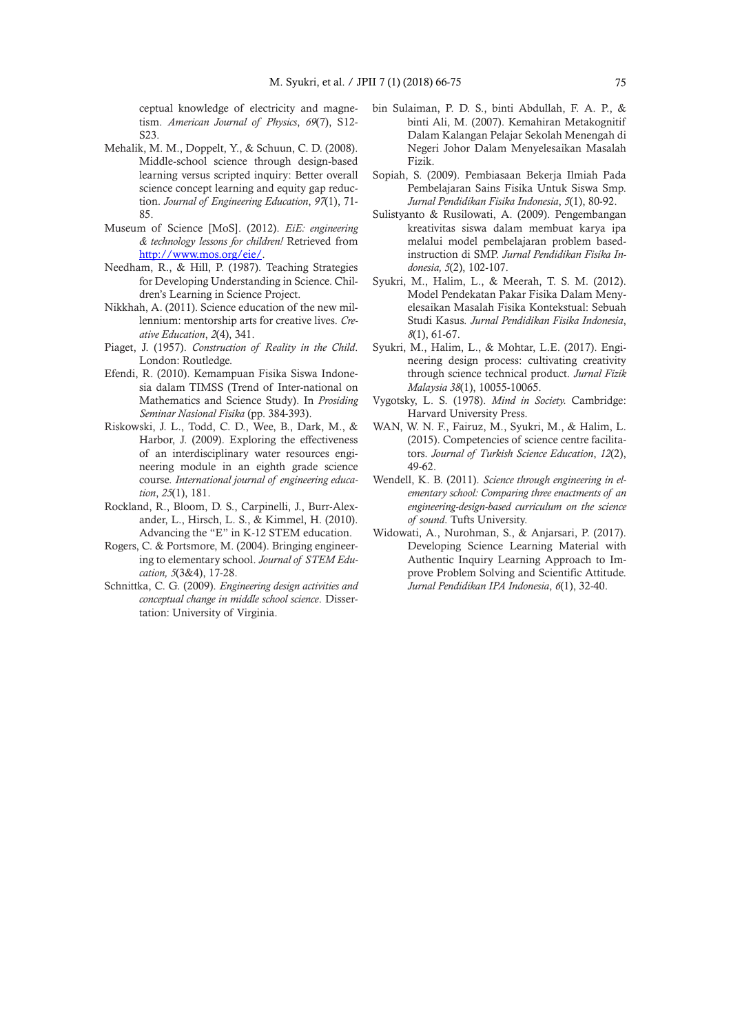ceptual knowledge of electricity and magnetism. *American Journal of Physics*, *69*(7), S12-S23.

Mehalik, M. M., Doppelt, Y., & Schuun, C. D. (2008). Middle-school science through design-based learning versus scripted inquiry: Better overall science concept learning and equity gap reduction. *Journal of Engineering Education*, *97*(1), 71-85.

Museum of Science [MoS]. (2012). *EiE: engineering & technology lessons for children!* Retrieved from http://www.mos.org/eie/.

Needham, R., & Hill, P. (1987). Teaching Strategies for Developing Understanding in Science. Children's Learning in Science Project.

Nikkhah, A. (2011). Science education of the new millennium: mentorship arts for creative lives. *Creative Education*, *2*(4), 341.

Piaget, J. (1957). *Construction of Reality in the Child*. London: Routledge.

Efendi, R. (2010). Kemampuan Fisika Siswa Indonesia dalam TIMSS (Trend of Inter-national on Mathematics and Science Study). In *Prosiding Seminar Nasional Fisika* (pp. 384-393).

Riskowski, J. L., Todd, C. D., Wee, B., Dark, M., & Harbor, J. (2009). Exploring the effectiveness of an interdisciplinary water resources engineering module in an eighth grade science course. *International journal of engineering education*, *25*(1), 181.

Rockland, R., Bloom, D. S., Carpinelli, J., Burr-Alexander, L., Hirsch, L. S., & Kimmel, H. (2010). Advancing the "E" in K-12 STEM education.

Rogers, C. & Portsmore, M. (2004). Bringing engineering to elementary school. *Journal of STEM Education, 5*(3&4), 17-28.

Schnittka, C. G. (2009). *Engineering design activities and conceptual change in middle school science*. Dissertation: University of Virginia.

bin Sulaiman, P. D. S., binti Abdullah, F. A. P., & binti Ali, M. (2007). Kemahiran Metakognitif Dalam Kalangan Pelajar Sekolah Menengah di Negeri Johor Dalam Menyelesaikan Masalah Fizik.

Sopiah, S. (2009). Pembiasaan Bekerja Ilmiah Pada Pembelajaran Sains Fisika Untuk Siswa Smp. *Jurnal Pendidikan Fisika Indonesia*, *5*(1), 80-92.

Sulistyanto & Rusilowati, A. (2009). Pengembangan kreativitas siswa dalam membuat karya ipa melalui model pembelajaran problem based-instruction di SMP. *Jurnal Pendidikan Fisika Indonesia, 5*(2), 102-107.

Syukri, M., Halim, L., & Meerah, T. S. M. (2012). Model Pendekatan Pakar Fisika Dalam Menyelesaikan Masalah Fisika Kontekstual: Sebuah Studi Kasus. *Jurnal Pendidikan Fisika Indonesia*, *8*(1), 61-67.

Syukri, M., Halim, L., & Mohtar, L.E. (2017). Engineering design process: cultivating creativity through science technical product. *Jurnal Fizik Malaysia 38*(1), 10055-10065.

Vygotsky, L. S. (1978). *Mind in Society.* Cambridge: Harvard University Press.

WAN, W. N. F., Fairuz, M., Syukri, M., & Halim, L. (2015). Competencies of science centre facilitators. *Journal of Turkish Science Education*, *12*(2), 49-62.

Wendell, K. B. (2011). *Science through engineering in elementary school: Comparing three enactments of an engineering-design-based curriculum on the science of sound*. Tufts University.

Widowati, A., Nurohman, S., & Anjarsari, P. (2017). Developing Science Learning Material with Authentic Inquiry Learning Approach to Improve Problem Solving and Scientific Attitude. *Jurnal Pendidikan IPA Indonesia*, *6*(1), 32-40.